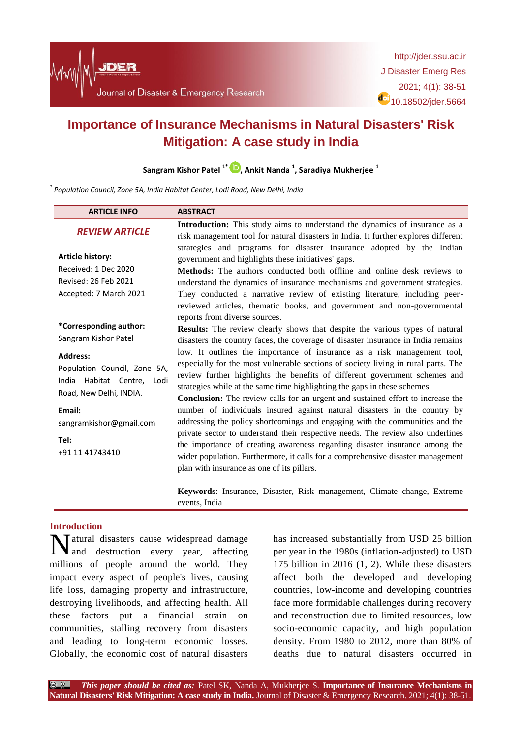# Importance of Insurance Mechanisms in Natural Disasters' Risk Mitigation: A case study in India

**Sangram Kishor Patel [1*], Ankit Nanda [1], Saradiya Mukherjee [1]**

*[1] Population Council, Zone 5A, India Habitat Center, Lodi Road, New Delhi, India*

| ARTICLE INFO | ABSTRACT |
|---|---|
| ***REVIEW ARTICLE*** | **Introduction:** This study aims to understand the dynamics of insurance as a risk management tool for natural disasters in India. It further explores different strategies and programs for disaster insurance adopted by the Indian government and highlights these initiatives' gaps. |

**ARTICLE INFO**

***REVIEW ARTICLE***

**Article history:**
Received: 1 Dec 2020
Revised: 26 Feb 2021
Accepted: 7 March 2021

**\*Corresponding author:**
Sangram Kishor Patel

**Address:**
Population Council, Zone 5A, India Habitat Centre, Lodi Road, New Delhi, INDIA.

**Email:**
sangramkishor@gmail.com

**Tel:**
+91 11 41743410

**ABSTRACT**

**Introduction:** This study aims to understand the dynamics of insurance as a risk management tool for natural disasters in India. It further explores different strategies and programs for disaster insurance adopted by the Indian government and highlights these initiatives' gaps.

**Methods:** The authors conducted both offline and online desk reviews to understand the dynamics of insurance mechanisms and government strategies. They conducted a narrative review of existing literature, including peer-reviewed articles, thematic books, and government and non-governmental reports from diverse sources.

**Results:** The review clearly shows that despite the various types of natural disasters the country faces, the coverage of disaster insurance in India remains low. It outlines the importance of insurance as a risk management tool, especially for the most vulnerable sections of society living in rural parts. The review further highlights the benefits of different government schemes and strategies while at the same time highlighting the gaps in these schemes.

**Conclusion:** The review calls for an urgent and sustained effort to increase the number of individuals insured against natural disasters in the country by addressing the policy shortcomings and engaging with the communities and the private sector to understand their respective needs. The review also underlines the importance of creating awareness regarding disaster insurance among the wider population. Furthermore, it calls for a comprehensive disaster management plan with insurance as one of its pillars.

**Keywords**: Insurance, Disaster, Risk management, Climate change, Extreme events, India

## Introduction

Natural disasters cause widespread damage and destruction every year, affecting millions of people around the world. They impact every aspect of people's lives, causing life loss, damaging property and infrastructure, destroying livelihoods, and affecting health. All these factors put a financial strain on communities, stalling recovery from disasters and leading to long-term economic losses. Globally, the economic cost of natural disasters has increased substantially from USD 25 billion per year in the 1980s (inflation-adjusted) to USD 175 billion in 2016 (1, 2). While these disasters affect both the developed and developing countries, low-income and developing countries face more formidable challenges during recovery and reconstruction due to limited resources, low socio-economic capacity, and high population density. From 1980 to 2012, more than 80% of deaths due to natural disasters occurred in

***This paper should be cited as:*** Patel SK, Nanda A, Mukherjee S. **Importance of Insurance Mechanisms in Natural Disasters' Risk Mitigation: A case study in India.** Journal of Disaster & Emergency Research. 2021; 4(1): 38-51.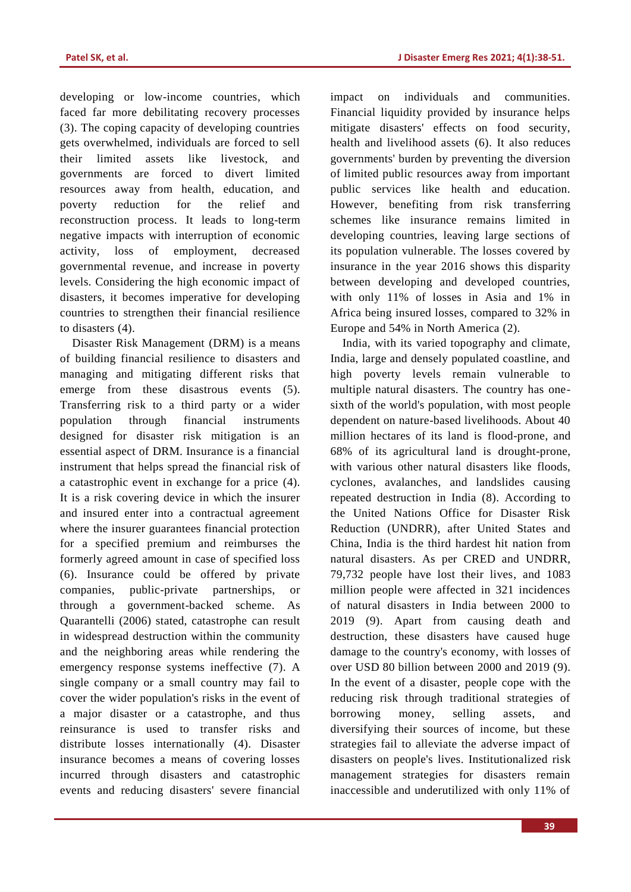developing or low-income countries, which faced far more debilitating recovery processes (3). The coping capacity of developing countries gets overwhelmed, individuals are forced to sell their limited assets like livestock, and governments are forced to divert limited resources away from health, education, and poverty reduction for the relief and reconstruction process. It leads to long-term negative impacts with interruption of economic activity, loss of employment, decreased governmental revenue, and increase in poverty levels. Considering the high economic impact of disasters, it becomes imperative for developing countries to strengthen their financial resilience to disasters (4).

Disaster Risk Management (DRM) is a means of building financial resilience to disasters and managing and mitigating different risks that emerge from these disastrous events (5). Transferring risk to a third party or a wider population through financial instruments designed for disaster risk mitigation is an essential aspect of DRM. Insurance is a financial instrument that helps spread the financial risk of a catastrophic event in exchange for a price (4). It is a risk covering device in which the insurer and insured enter into a contractual agreement where the insurer guarantees financial protection for a specified premium and reimburses the formerly agreed amount in case of specified loss (6). Insurance could be offered by private companies, public-private partnerships, or through a government-backed scheme. As Quarantelli (2006) stated, catastrophe can result in widespread destruction within the community and the neighboring areas while rendering the emergency response systems ineffective (7). A single company or a small country may fail to cover the wider population's risks in the event of a major disaster or a catastrophe, and thus reinsurance is used to transfer risks and distribute losses internationally (4). Disaster insurance becomes a means of covering losses incurred through disasters and catastrophic events and reducing disasters' severe financial impact on individuals and communities. Financial liquidity provided by insurance helps mitigate disasters' effects on food security, health and livelihood assets (6). It also reduces governments' burden by preventing the diversion of limited public resources away from important public services like health and education. However, benefiting from risk transferring schemes like insurance remains limited in developing countries, leaving large sections of its population vulnerable. The losses covered by insurance in the year 2016 shows this disparity between developing and developed countries, with only 11% of losses in Asia and 1% in Africa being insured losses, compared to 32% in Europe and 54% in North America (2).

India, with its varied topography and climate, India, large and densely populated coastline, and high poverty levels remain vulnerable to multiple natural disasters. The country has one-sixth of the world's population, with most people dependent on nature-based livelihoods. About 40 million hectares of its land is flood-prone, and 68% of its agricultural land is drought-prone, with various other natural disasters like floods, cyclones, avalanches, and landslides causing repeated destruction in India (8). According to the United Nations Office for Disaster Risk Reduction (UNDRR), after United States and China, India is the third hardest hit nation from natural disasters. As per CRED and UNDRR, 79,732 people have lost their lives, and 1083 million people were affected in 321 incidences of natural disasters in India between 2000 to 2019 (9). Apart from causing death and destruction, these disasters have caused huge damage to the country's economy, with losses of over USD 80 billion between 2000 and 2019 (9). In the event of a disaster, people cope with the reducing risk through traditional strategies of borrowing money, selling assets, and diversifying their sources of income, but these strategies fail to alleviate the adverse impact of disasters on people's lives. Institutionalized risk management strategies for disasters remain inaccessible and underutilized with only 11% of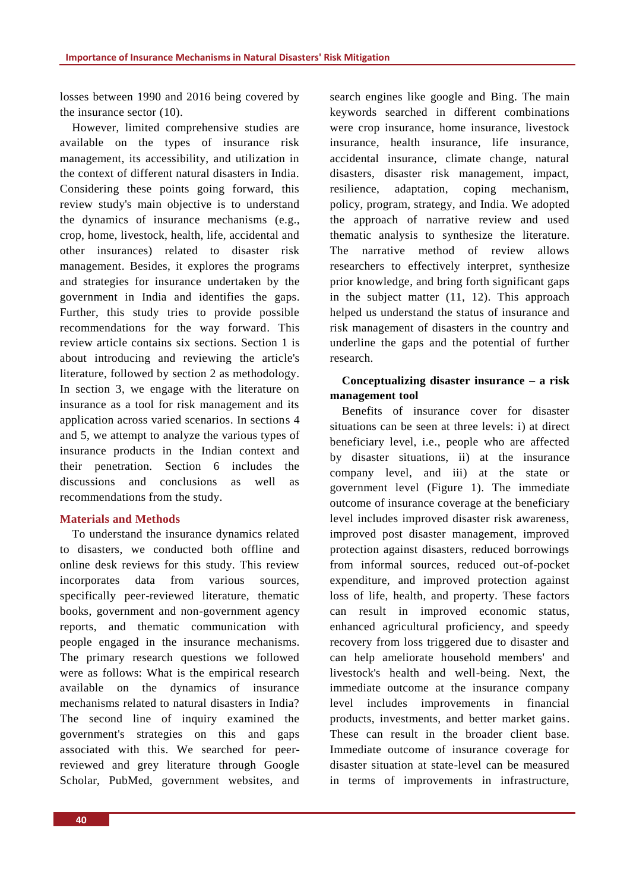losses between 1990 and 2016 being covered by the insurance sector (10).

However, limited comprehensive studies are available on the types of insurance risk management, its accessibility, and utilization in the context of different natural disasters in India. Considering these points going forward, this review study's main objective is to understand the dynamics of insurance mechanisms (e.g., crop, home, livestock, health, life, accidental and other insurances) related to disaster risk management. Besides, it explores the programs and strategies for insurance undertaken by the government in India and identifies the gaps. Further, this study tries to provide possible recommendations for the way forward. This review article contains six sections. Section 1 is about introducing and reviewing the article's literature, followed by section 2 as methodology. In section 3, we engage with the literature on insurance as a tool for risk management and its application across varied scenarios. In sections 4 and 5, we attempt to analyze the various types of insurance products in the Indian context and their penetration. Section 6 includes the discussions and conclusions as well as recommendations from the study.

## Materials and Methods

To understand the insurance dynamics related to disasters, we conducted both offline and online desk reviews for this study. This review incorporates data from various sources, specifically peer-reviewed literature, thematic books, government and non-government agency reports, and thematic communication with people engaged in the insurance mechanisms. The primary research questions we followed were as follows: What is the empirical research available on the dynamics of insurance mechanisms related to natural disasters in India? The second line of inquiry examined the government's strategies on this and gaps associated with this. We searched for peer-reviewed and grey literature through Google Scholar, PubMed, government websites, and search engines like google and Bing. The main keywords searched in different combinations were crop insurance, home insurance, livestock insurance, health insurance, life insurance, accidental insurance, climate change, natural disasters, disaster risk management, impact, resilience, adaptation, coping mechanism, policy, program, strategy, and India. We adopted the approach of narrative review and used thematic analysis to synthesize the literature. The narrative method of review allows researchers to effectively interpret, synthesize prior knowledge, and bring forth significant gaps in the subject matter (11, 12). This approach helped us understand the status of insurance and risk management of disasters in the country and underline the gaps and the potential of further research.

### Conceptualizing disaster insurance – a risk management tool

Benefits of insurance cover for disaster situations can be seen at three levels: i) at direct beneficiary level, i.e., people who are affected by disaster situations, ii) at the insurance company level, and iii) at the state or government level (Figure 1). The immediate outcome of insurance coverage at the beneficiary level includes improved disaster risk awareness, improved post disaster management, improved protection against disasters, reduced borrowings from informal sources, reduced out-of-pocket expenditure, and improved protection against loss of life, health, and property. These factors can result in improved economic status, enhanced agricultural proficiency, and speedy recovery from loss triggered due to disaster and can help ameliorate household members' and livestock's health and well-being. Next, the immediate outcome at the insurance company level includes improvements in financial products, investments, and better market gains. These can result in the broader client base. Immediate outcome of insurance coverage for disaster situation at state-level can be measured in terms of improvements in infrastructure,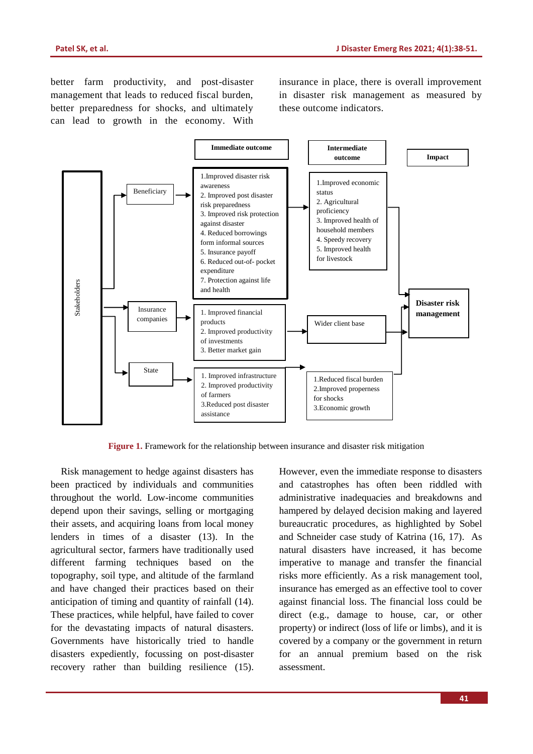better farm productivity, and post-disaster management that leads to reduced fiscal burden, better preparedness for shocks, and ultimately can lead to growth in the economy. With insurance in place, there is overall improvement in disaster risk management as measured by these outcome indicators.

Figure 1. Framework for the relationship between insurance and disaster risk mitigation

Risk management to hedge against disasters has been practiced by individuals and communities throughout the world. Low-income communities depend upon their savings, selling or mortgaging their assets, and acquiring loans from local money lenders in times of a disaster (13). In the agricultural sector, farmers have traditionally used different farming techniques based on the topography, soil type, and altitude of the farmland and have changed their practices based on their anticipation of timing and quantity of rainfall (14). These practices, while helpful, have failed to cover for the devastating impacts of natural disasters. Governments have historically tried to handle disasters expediently, focussing on post-disaster recovery rather than building resilience (15). However, even the immediate response to disasters and catastrophes has often been riddled with administrative inadequacies and breakdowns and hampered by delayed decision making and layered bureaucratic procedures, as highlighted by Sobel and Schneider case study of Katrina (16, 17). As natural disasters have increased, it has become imperative to manage and transfer the financial risks more efficiently. As a risk management tool, insurance has emerged as an effective tool to cover against financial loss. The financial loss could be direct (e.g., damage to house, car, or other property) or indirect (loss of life or limbs), and it is covered by a company or the government in return for an annual premium based on the risk assessment.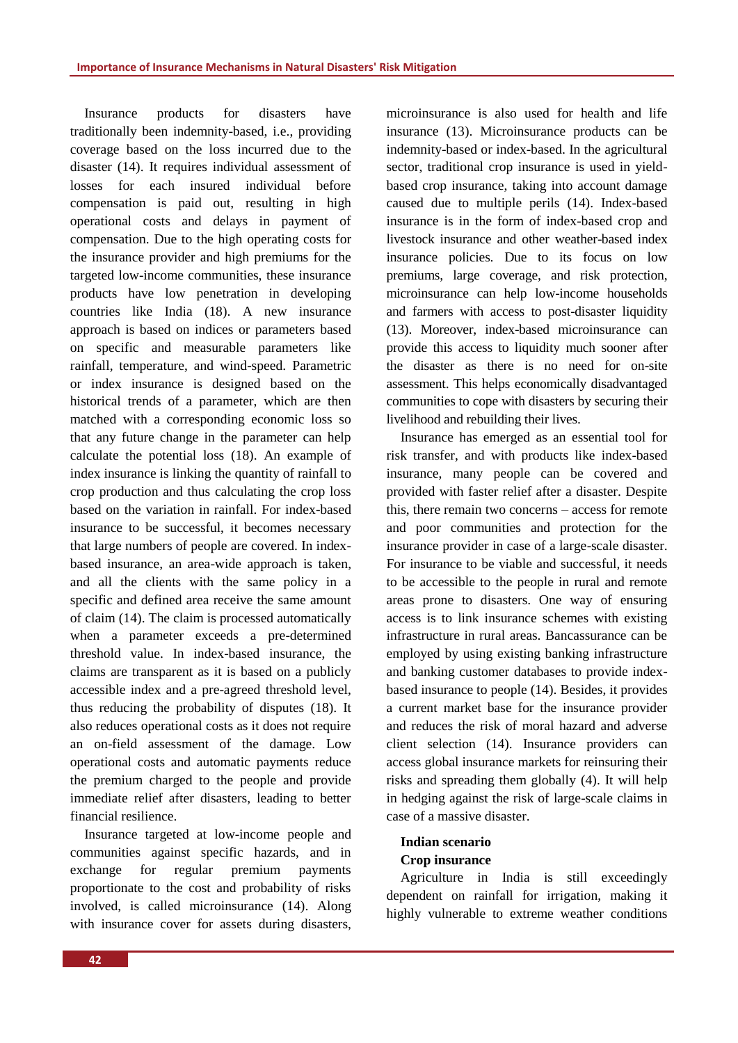Insurance products for disasters have traditionally been indemnity-based, i.e., providing coverage based on the loss incurred due to the disaster (14). It requires individual assessment of losses for each insured individual before compensation is paid out, resulting in high operational costs and delays in payment of compensation. Due to the high operating costs for the insurance provider and high premiums for the targeted low-income communities, these insurance products have low penetration in developing countries like India (18). A new insurance approach is based on indices or parameters based on specific and measurable parameters like rainfall, temperature, and wind-speed. Parametric or index insurance is designed based on the historical trends of a parameter, which are then matched with a corresponding economic loss so that any future change in the parameter can help calculate the potential loss (18). An example of index insurance is linking the quantity of rainfall to crop production and thus calculating the crop loss based on the variation in rainfall. For index-based insurance to be successful, it becomes necessary that large numbers of people are covered. In index-based insurance, an area-wide approach is taken, and all the clients with the same policy in a specific and defined area receive the same amount of claim (14). The claim is processed automatically when a parameter exceeds a pre-determined threshold value. In index-based insurance, the claims are transparent as it is based on a publicly accessible index and a pre-agreed threshold level, thus reducing the probability of disputes (18). It also reduces operational costs as it does not require an on-field assessment of the damage. Low operational costs and automatic payments reduce the premium charged to the people and provide immediate relief after disasters, leading to better financial resilience.

Insurance targeted at low-income people and communities against specific hazards, and in exchange for regular premium payments proportionate to the cost and probability of risks involved, is called microinsurance (14). Along with insurance cover for assets during disasters, microinsurance is also used for health and life insurance (13). Microinsurance products can be indemnity-based or index-based. In the agricultural sector, traditional crop insurance is used in yield-based crop insurance, taking into account damage caused due to multiple perils (14). Index-based insurance is in the form of index-based crop and livestock insurance and other weather-based index insurance policies. Due to its focus on low premiums, large coverage, and risk protection, microinsurance can help low-income households and farmers with access to post-disaster liquidity (13). Moreover, index-based microinsurance can provide this access to liquidity much sooner after the disaster as there is no need for on-site assessment. This helps economically disadvantaged communities to cope with disasters by securing their livelihood and rebuilding their lives.

Insurance has emerged as an essential tool for risk transfer, and with products like index-based insurance, many people can be covered and provided with faster relief after a disaster. Despite this, there remain two concerns – access for remote and poor communities and protection for the insurance provider in case of a large-scale disaster. For insurance to be viable and successful, it needs to be accessible to the people in rural and remote areas prone to disasters. One way of ensuring access is to link insurance schemes with existing infrastructure in rural areas. Bancassurance can be employed by using existing banking infrastructure and banking customer databases to provide index-based insurance to people (14). Besides, it provides a current market base for the insurance provider and reduces the risk of moral hazard and adverse client selection (14). Insurance providers can access global insurance markets for reinsuring their risks and spreading them globally (4). It will help in hedging against the risk of large-scale claims in case of a massive disaster.

## Indian scenario

### Crop insurance

Agriculture in India is still exceedingly dependent on rainfall for irrigation, making it highly vulnerable to extreme weather conditions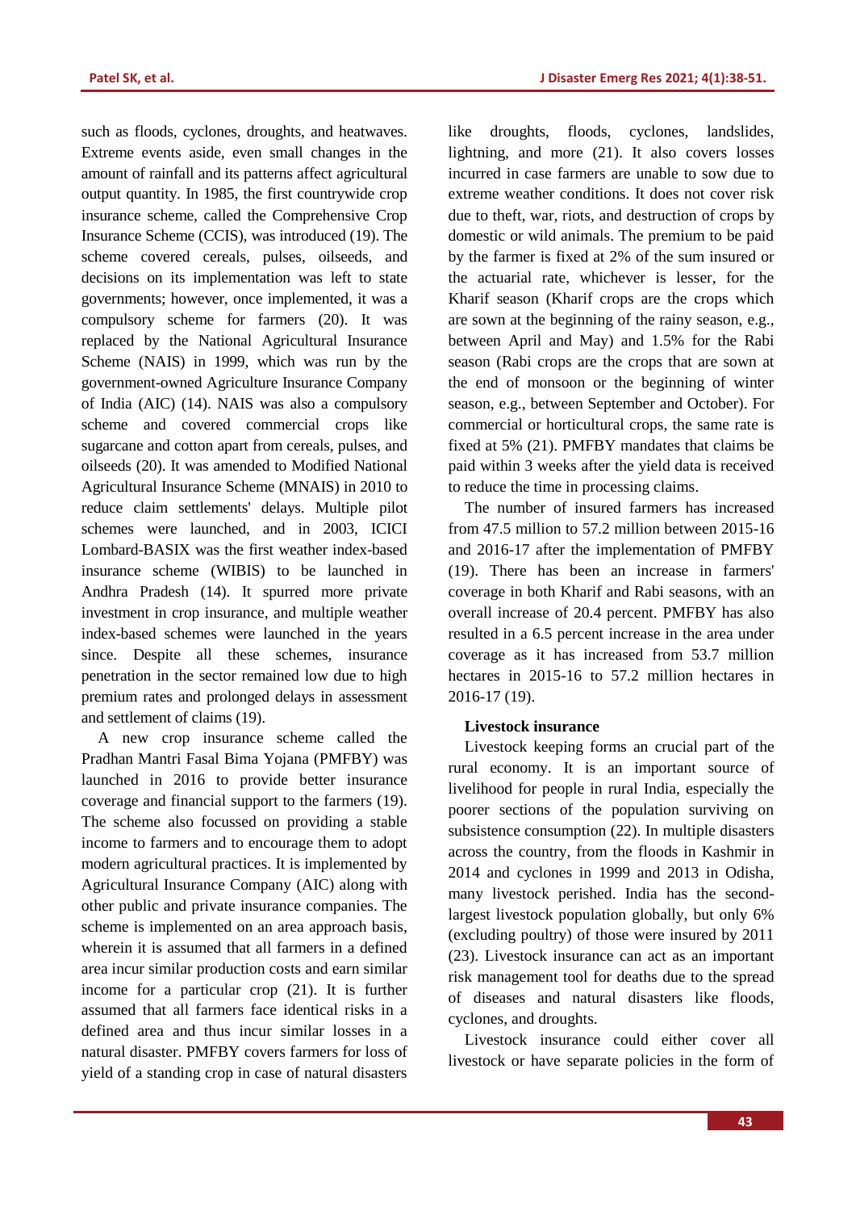such as floods, cyclones, droughts, and heatwaves. Extreme events aside, even small changes in the amount of rainfall and its patterns affect agricultural output quantity. In 1985, the first countrywide crop insurance scheme, called the Comprehensive Crop Insurance Scheme (CCIS), was introduced (19). The scheme covered cereals, pulses, oilseeds, and decisions on its implementation was left to state governments; however, once implemented, it was a compulsory scheme for farmers (20). It was replaced by the National Agricultural Insurance Scheme (NAIS) in 1999, which was run by the government-owned Agriculture Insurance Company of India (AIC) (14). NAIS was also a compulsory scheme and covered commercial crops like sugarcane and cotton apart from cereals, pulses, and oilseeds (20). It was amended to Modified National Agricultural Insurance Scheme (MNAIS) in 2010 to reduce claim settlements' delays. Multiple pilot schemes were launched, and in 2003, ICICI Lombard-BASIX was the first weather index-based insurance scheme (WIBIS) to be launched in Andhra Pradesh (14). It spurred more private investment in crop insurance, and multiple weather index-based schemes were launched in the years since. Despite all these schemes, insurance penetration in the sector remained low due to high premium rates and prolonged delays in assessment and settlement of claims (19).

A new crop insurance scheme called the Pradhan Mantri Fasal Bima Yojana (PMFBY) was launched in 2016 to provide better insurance coverage and financial support to the farmers (19). The scheme also focussed on providing a stable income to farmers and to encourage them to adopt modern agricultural practices. It is implemented by Agricultural Insurance Company (AIC) along with other public and private insurance companies. The scheme is implemented on an area approach basis, wherein it is assumed that all farmers in a defined area incur similar production costs and earn similar income for a particular crop (21). It is further assumed that all farmers face identical risks in a defined area and thus incur similar losses in a natural disaster. PMFBY covers farmers for loss of yield of a standing crop in case of natural disasters like droughts, floods, cyclones, landslides, lightning, and more (21). It also covers losses incurred in case farmers are unable to sow due to extreme weather conditions. It does not cover risk due to theft, war, riots, and destruction of crops by domestic or wild animals. The premium to be paid by the farmer is fixed at 2% of the sum insured or the actuarial rate, whichever is lesser, for the Kharif season (Kharif crops are the crops which are sown at the beginning of the rainy season, e.g., between April and May) and 1.5% for the Rabi season (Rabi crops are the crops that are sown at the end of monsoon or the beginning of winter season, e.g., between September and October). For commercial or horticultural crops, the same rate is fixed at 5% (21). PMFBY mandates that claims be paid within 3 weeks after the yield data is received to reduce the time in processing claims.

The number of insured farmers has increased from 47.5 million to 57.2 million between 2015-16 and 2016-17 after the implementation of PMFBY (19). There has been an increase in farmers' coverage in both Kharif and Rabi seasons, with an overall increase of 20.4 percent. PMFBY has also resulted in a 6.5 percent increase in the area under coverage as it has increased from 53.7 million hectares in 2015-16 to 57.2 million hectares in 2016-17 (19).

**Livestock insurance**

Livestock keeping forms an crucial part of the rural economy. It is an important source of livelihood for people in rural India, especially the poorer sections of the population surviving on subsistence consumption (22). In multiple disasters across the country, from the floods in Kashmir in 2014 and cyclones in 1999 and 2013 in Odisha, many livestock perished. India has the second-largest livestock population globally, but only 6% (excluding poultry) of those were insured by 2011 (23). Livestock insurance can act as an important risk management tool for deaths due to the spread of diseases and natural disasters like floods, cyclones, and droughts.

Livestock insurance could either cover all livestock or have separate policies in the form of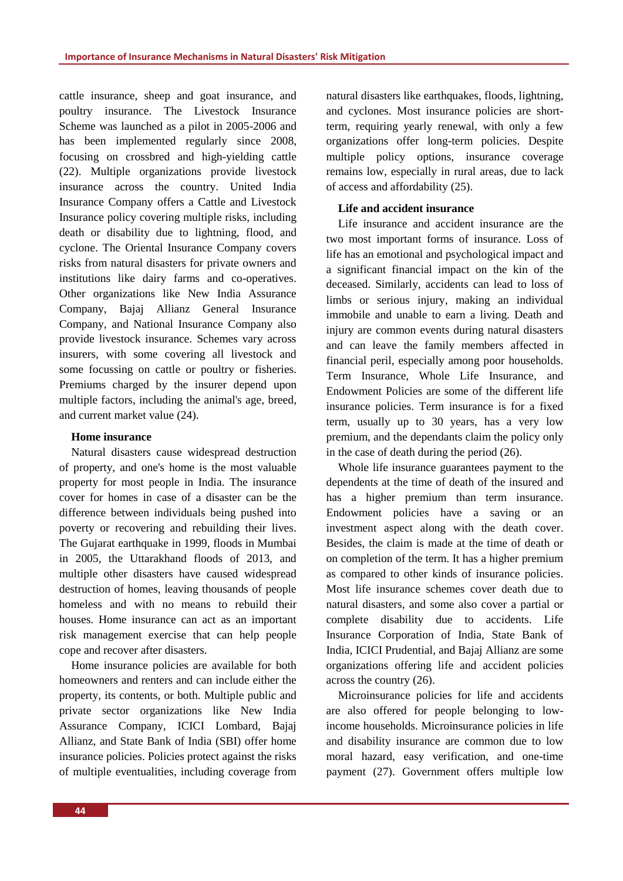cattle insurance, sheep and goat insurance, and poultry insurance. The Livestock Insurance Scheme was launched as a pilot in 2005-2006 and has been implemented regularly since 2008, focusing on crossbred and high-yielding cattle (22). Multiple organizations provide livestock insurance across the country. United India Insurance Company offers a Cattle and Livestock Insurance policy covering multiple risks, including death or disability due to lightning, flood, and cyclone. The Oriental Insurance Company covers risks from natural disasters for private owners and institutions like dairy farms and co-operatives. Other organizations like New India Assurance Company, Bajaj Allianz General Insurance Company, and National Insurance Company also provide livestock insurance. Schemes vary across insurers, with some covering all livestock and some focussing on cattle or poultry or fisheries. Premiums charged by the insurer depend upon multiple factors, including the animal's age, breed, and current market value (24).

**Home insurance**

Natural disasters cause widespread destruction of property, and one's home is the most valuable property for most people in India. The insurance cover for homes in case of a disaster can be the difference between individuals being pushed into poverty or recovering and rebuilding their lives. The Gujarat earthquake in 1999, floods in Mumbai in 2005, the Uttarakhand floods of 2013, and multiple other disasters have caused widespread destruction of homes, leaving thousands of people homeless and with no means to rebuild their houses. Home insurance can act as an important risk management exercise that can help people cope and recover after disasters.

Home insurance policies are available for both homeowners and renters and can include either the property, its contents, or both. Multiple public and private sector organizations like New India Assurance Company, ICICI Lombard, Bajaj Allianz, and State Bank of India (SBI) offer home insurance policies. Policies protect against the risks of multiple eventualities, including coverage from natural disasters like earthquakes, floods, lightning, and cyclones. Most insurance policies are short-term, requiring yearly renewal, with only a few organizations offer long-term policies. Despite multiple policy options, insurance coverage remains low, especially in rural areas, due to lack of access and affordability (25).

**Life and accident insurance**

Life insurance and accident insurance are the two most important forms of insurance. Loss of life has an emotional and psychological impact and a significant financial impact on the kin of the deceased. Similarly, accidents can lead to loss of limbs or serious injury, making an individual immobile and unable to earn a living. Death and injury are common events during natural disasters and can leave the family members affected in financial peril, especially among poor households. Term Insurance, Whole Life Insurance, and Endowment Policies are some of the different life insurance policies. Term insurance is for a fixed term, usually up to 30 years, has a very low premium, and the dependants claim the policy only in the case of death during the period (26).

Whole life insurance guarantees payment to the dependents at the time of death of the insured and has a higher premium than term insurance. Endowment policies have a saving or an investment aspect along with the death cover. Besides, the claim is made at the time of death or on completion of the term. It has a higher premium as compared to other kinds of insurance policies. Most life insurance schemes cover death due to natural disasters, and some also cover a partial or complete disability due to accidents. Life Insurance Corporation of India, State Bank of India, ICICI Prudential, and Bajaj Allianz are some organizations offering life and accident policies across the country (26).

Microinsurance policies for life and accidents are also offered for people belonging to low-income households. Microinsurance policies in life and disability insurance are common due to low moral hazard, easy verification, and one-time payment (27). Government offers multiple low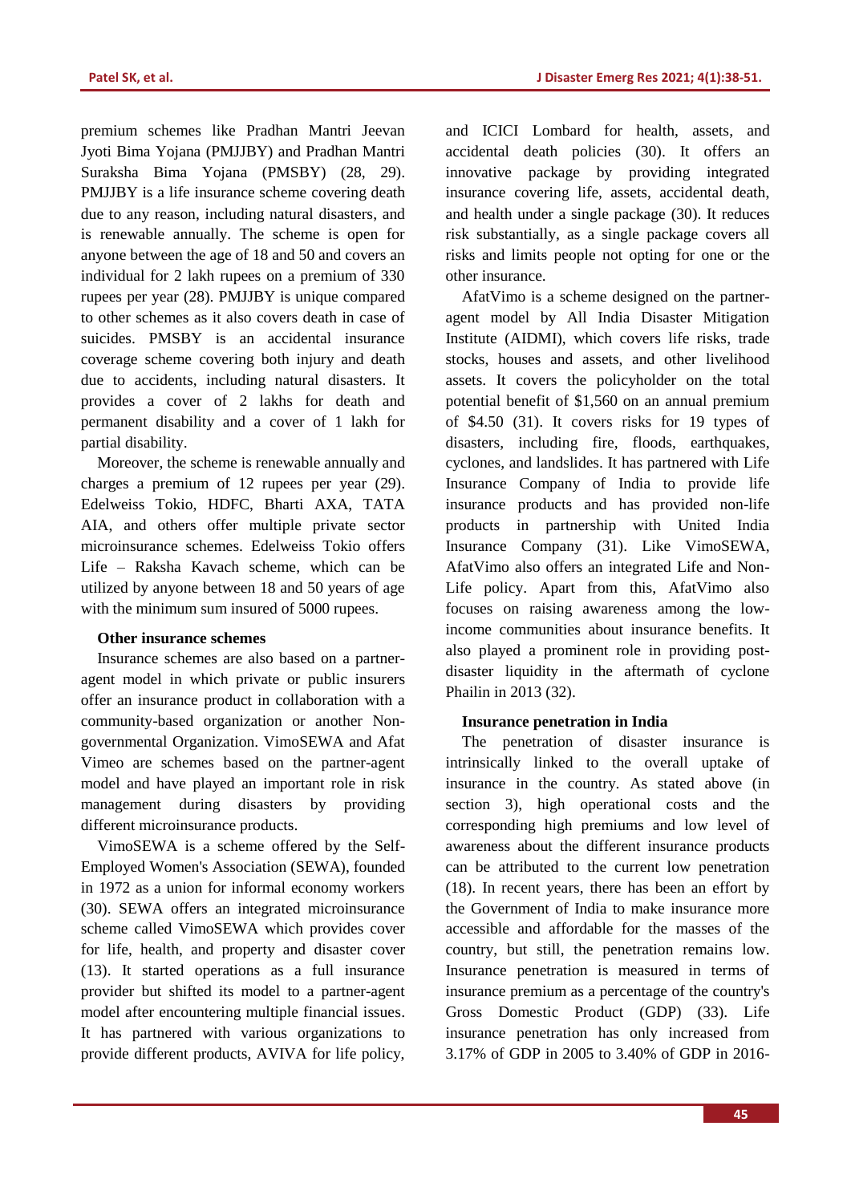premium schemes like Pradhan Mantri Jeevan Jyoti Bima Yojana (PMJJBY) and Pradhan Mantri Suraksha Bima Yojana (PMSBY) (28, 29). PMJJBY is a life insurance scheme covering death due to any reason, including natural disasters, and is renewable annually. The scheme is open for anyone between the age of 18 and 50 and covers an individual for 2 lakh rupees on a premium of 330 rupees per year (28). PMJJBY is unique compared to other schemes as it also covers death in case of suicides. PMSBY is an accidental insurance coverage scheme covering both injury and death due to accidents, including natural disasters. It provides a cover of 2 lakhs for death and permanent disability and a cover of 1 lakh for partial disability.

Moreover, the scheme is renewable annually and charges a premium of 12 rupees per year (29). Edelweiss Tokio, HDFC, Bharti AXA, TATA AIA, and others offer multiple private sector microinsurance schemes. Edelweiss Tokio offers Life – Raksha Kavach scheme, which can be utilized by anyone between 18 and 50 years of age with the minimum sum insured of 5000 rupees.

**Other insurance schemes**

Insurance schemes are also based on a partner-agent model in which private or public insurers offer an insurance product in collaboration with a community-based organization or another Non-governmental Organization. VimoSEWA and Afat Vimeo are schemes based on the partner-agent model and have played an important role in risk management during disasters by providing different microinsurance products.

VimoSEWA is a scheme offered by the Self-Employed Women's Association (SEWA), founded in 1972 as a union for informal economy workers (30). SEWA offers an integrated microinsurance scheme called VimoSEWA which provides cover for life, health, and property and disaster cover (13). It started operations as a full insurance provider but shifted its model to a partner-agent model after encountering multiple financial issues. It has partnered with various organizations to provide different products, AVIVA for life policy, and ICICI Lombard for health, assets, and accidental death policies (30). It offers an innovative package by providing integrated insurance covering life, assets, accidental death, and health under a single package (30). It reduces risk substantially, as a single package covers all risks and limits people not opting for one or the other insurance.

AfatVimo is a scheme designed on the partner-agent model by All India Disaster Mitigation Institute (AIDMI), which covers life risks, trade stocks, houses and assets, and other livelihood assets. It covers the policyholder on the total potential benefit of $1,560 on an annual premium of $4.50 (31). It covers risks for 19 types of disasters, including fire, floods, earthquakes, cyclones, and landslides. It has partnered with Life Insurance Company of India to provide life insurance products and has provided non-life products in partnership with United India Insurance Company (31). Like VimoSEWA, AfatVimo also offers an integrated Life and Non-Life policy. Apart from this, AfatVimo also focuses on raising awareness among the low-income communities about insurance benefits. It also played a prominent role in providing post-disaster liquidity in the aftermath of cyclone Phailin in 2013 (32).

**Insurance penetration in India**

The penetration of disaster insurance is intrinsically linked to the overall uptake of insurance in the country. As stated above (in section 3), high operational costs and the corresponding high premiums and low level of awareness about the different insurance products can be attributed to the current low penetration (18). In recent years, there has been an effort by the Government of India to make insurance more accessible and affordable for the masses of the country, but still, the penetration remains low. Insurance penetration is measured in terms of insurance premium as a percentage of the country's Gross Domestic Product (GDP) (33). Life insurance penetration has only increased from 3.17% of GDP in 2005 to 3.40% of GDP in 2016-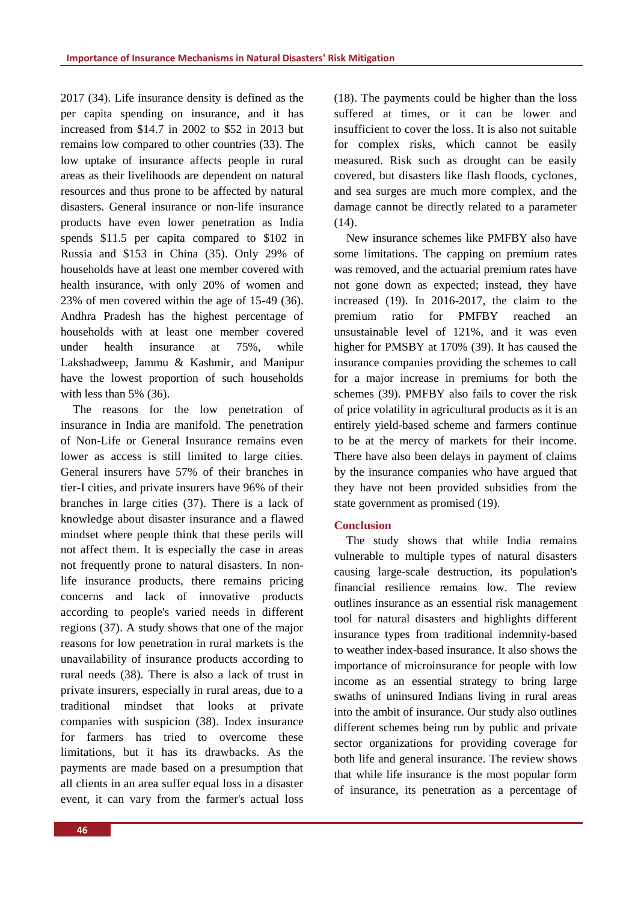2017 (34). Life insurance density is defined as the per capita spending on insurance, and it has increased from $14.7 in 2002 to $52 in 2013 but remains low compared to other countries (33). The low uptake of insurance affects people in rural areas as their livelihoods are dependent on natural resources and thus prone to be affected by natural disasters. General insurance or non-life insurance products have even lower penetration as India spends $11.5 per capita compared to $102 in Russia and $153 in China (35). Only 29% of households have at least one member covered with health insurance, with only 20% of women and 23% of men covered within the age of 15-49 (36). Andhra Pradesh has the highest percentage of households with at least one member covered under health insurance at 75%, while Lakshadweep, Jammu & Kashmir, and Manipur have the lowest proportion of such households with less than 5% (36).

The reasons for the low penetration of insurance in India are manifold. The penetration of Non-Life or General Insurance remains even lower as access is still limited to large cities. General insurers have 57% of their branches in tier-I cities, and private insurers have 96% of their branches in large cities (37). There is a lack of knowledge about disaster insurance and a flawed mindset where people think that these perils will not affect them. It is especially the case in areas not frequently prone to natural disasters. In non-life insurance products, there remains pricing concerns and lack of innovative products according to people's varied needs in different regions (37). A study shows that one of the major reasons for low penetration in rural markets is the unavailability of insurance products according to rural needs (38). There is also a lack of trust in private insurers, especially in rural areas, due to a traditional mindset that looks at private companies with suspicion (38). Index insurance for farmers has tried to overcome these limitations, but it has its drawbacks. As the payments are made based on a presumption that all clients in an area suffer equal loss in a disaster event, it can vary from the farmer's actual loss (18). The payments could be higher than the loss suffered at times, or it can be lower and insufficient to cover the loss. It is also not suitable for complex risks, which cannot be easily measured. Risk such as drought can be easily covered, but disasters like flash floods, cyclones, and sea surges are much more complex, and the damage cannot be directly related to a parameter (14).

New insurance schemes like PMFBY also have some limitations. The capping on premium rates was removed, and the actuarial premium rates have not gone down as expected; instead, they have increased (19). In 2016-2017, the claim to the premium ratio for PMFBY reached an unsustainable level of 121%, and it was even higher for PMSBY at 170% (39). It has caused the insurance companies providing the schemes to call for a major increase in premiums for both the schemes (39). PMFBY also fails to cover the risk of price volatility in agricultural products as it is an entirely yield-based scheme and farmers continue to be at the mercy of markets for their income. There have also been delays in payment of claims by the insurance companies who have argued that they have not been provided subsidies from the state government as promised (19).

## Conclusion

The study shows that while India remains vulnerable to multiple types of natural disasters causing large-scale destruction, its population's financial resilience remains low. The review outlines insurance as an essential risk management tool for natural disasters and highlights different insurance types from traditional indemnity-based to weather index-based insurance. It also shows the importance of microinsurance for people with low income as an essential strategy to bring large swaths of uninsured Indians living in rural areas into the ambit of insurance. Our study also outlines different schemes being run by public and private sector organizations for providing coverage for both life and general insurance. The review shows that while life insurance is the most popular form of insurance, its penetration as a percentage of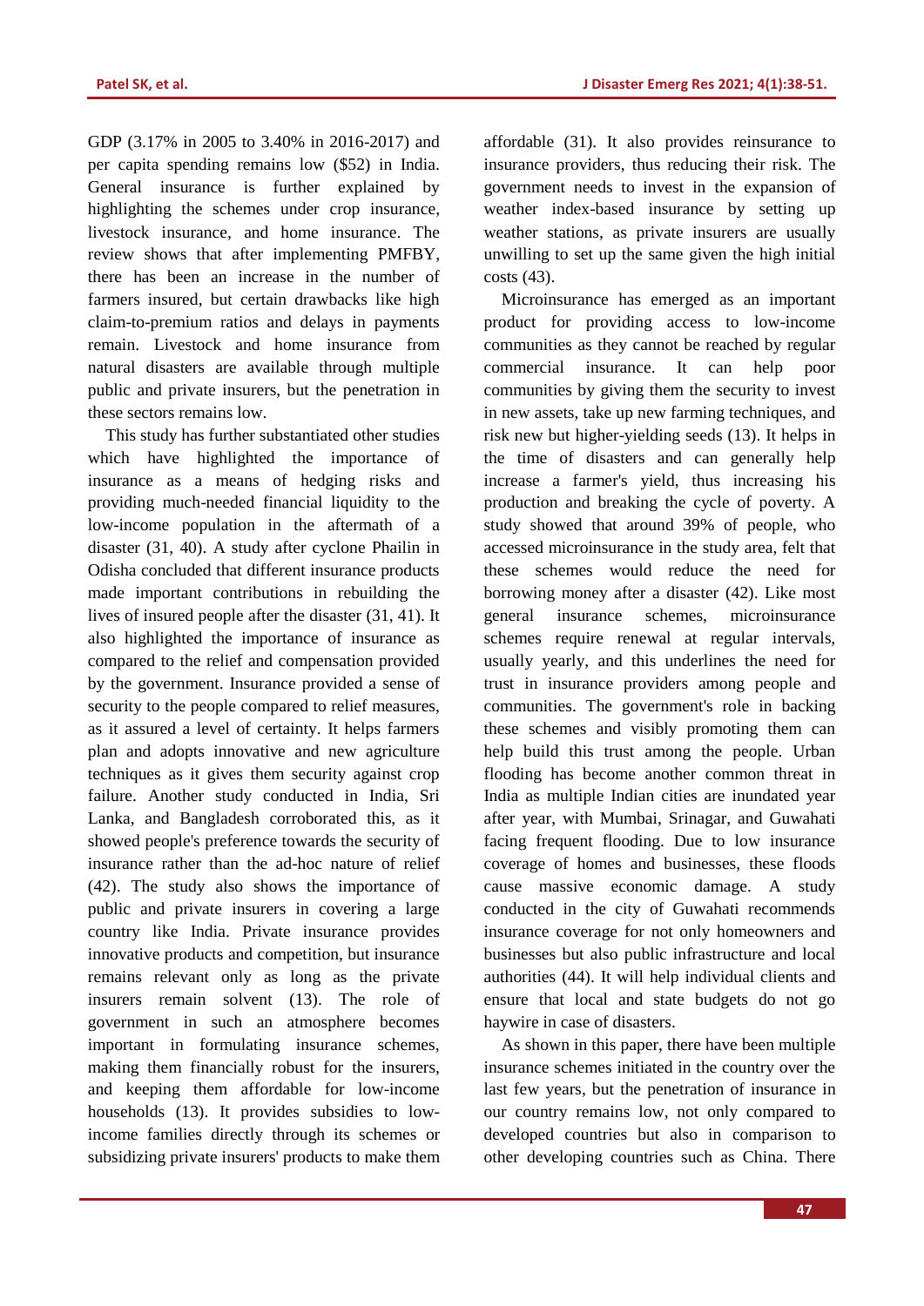GDP (3.17% in 2005 to 3.40% in 2016-2017) and per capita spending remains low ($52) in India. General insurance is further explained by highlighting the schemes under crop insurance, livestock insurance, and home insurance. The review shows that after implementing PMFBY, there has been an increase in the number of farmers insured, but certain drawbacks like high claim-to-premium ratios and delays in payments remain. Livestock and home insurance from natural disasters are available through multiple public and private insurers, but the penetration in these sectors remains low.

This study has further substantiated other studies which have highlighted the importance of insurance as a means of hedging risks and providing much-needed financial liquidity to the low-income population in the aftermath of a disaster (31, 40). A study after cyclone Phailin in Odisha concluded that different insurance products made important contributions in rebuilding the lives of insured people after the disaster (31, 41). It also highlighted the importance of insurance as compared to the relief and compensation provided by the government. Insurance provided a sense of security to the people compared to relief measures, as it assured a level of certainty. It helps farmers plan and adopts innovative and new agriculture techniques as it gives them security against crop failure. Another study conducted in India, Sri Lanka, and Bangladesh corroborated this, as it showed people's preference towards the security of insurance rather than the ad-hoc nature of relief (42). The study also shows the importance of public and private insurers in covering a large country like India. Private insurance provides innovative products and competition, but insurance remains relevant only as long as the private insurers remain solvent (13). The role of government in such an atmosphere becomes important in formulating insurance schemes, making them financially robust for the insurers, and keeping them affordable for low-income households (13). It provides subsidies to low-income families directly through its schemes or subsidizing private insurers' products to make them affordable (31). It also provides reinsurance to insurance providers, thus reducing their risk. The government needs to invest in the expansion of weather index-based insurance by setting up weather stations, as private insurers are usually unwilling to set up the same given the high initial costs (43).

Microinsurance has emerged as an important product for providing access to low-income communities as they cannot be reached by regular commercial insurance. It can help poor communities by giving them the security to invest in new assets, take up new farming techniques, and risk new but higher-yielding seeds (13). It helps in the time of disasters and can generally help increase a farmer's yield, thus increasing his production and breaking the cycle of poverty. A study showed that around 39% of people, who accessed microinsurance in the study area, felt that these schemes would reduce the need for borrowing money after a disaster (42). Like most general insurance schemes, microinsurance schemes require renewal at regular intervals, usually yearly, and this underlines the need for trust in insurance providers among people and communities. The government's role in backing these schemes and visibly promoting them can help build this trust among the people. Urban flooding has become another common threat in India as multiple Indian cities are inundated year after year, with Mumbai, Srinagar, and Guwahati facing frequent flooding. Due to low insurance coverage of homes and businesses, these floods cause massive economic damage. A study conducted in the city of Guwahati recommends insurance coverage for not only homeowners and businesses but also public infrastructure and local authorities (44). It will help individual clients and ensure that local and state budgets do not go haywire in case of disasters.

As shown in this paper, there have been multiple insurance schemes initiated in the country over the last few years, but the penetration of insurance in our country remains low, not only compared to developed countries but also in comparison to other developing countries such as China. There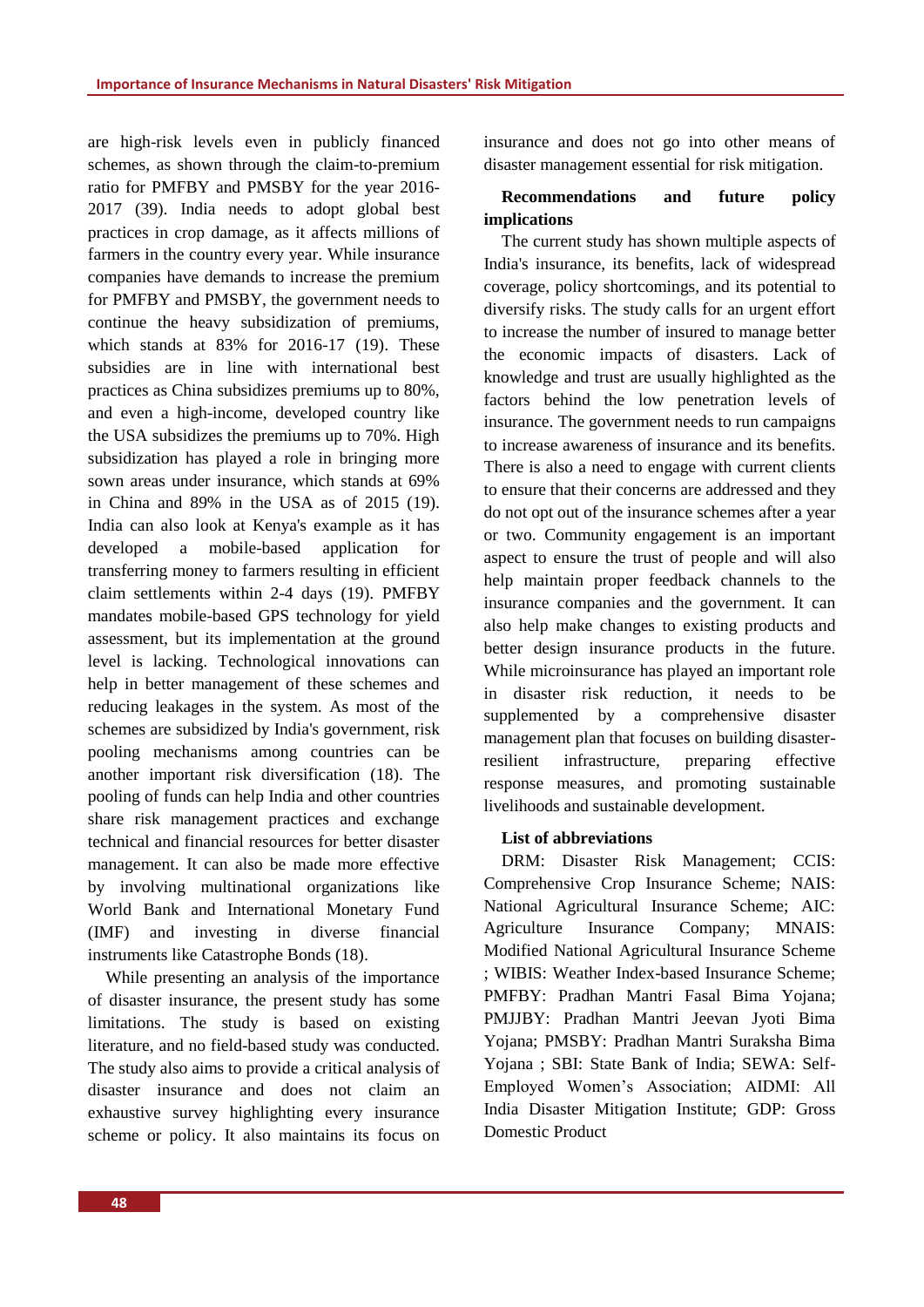are high-risk levels even in publicly financed schemes, as shown through the claim-to-premium ratio for PMFBY and PMSBY for the year 2016-2017 (39). India needs to adopt global best practices in crop damage, as it affects millions of farmers in the country every year. While insurance companies have demands to increase the premium for PMFBY and PMSBY, the government needs to continue the heavy subsidization of premiums, which stands at 83% for 2016-17 (19). These subsidies are in line with international best practices as China subsidizes premiums up to 80%, and even a high-income, developed country like the USA subsidizes the premiums up to 70%. High subsidization has played a role in bringing more sown areas under insurance, which stands at 69% in China and 89% in the USA as of 2015 (19). India can also look at Kenya's example as it has developed a mobile-based application for transferring money to farmers resulting in efficient claim settlements within 2-4 days (19). PMFBY mandates mobile-based GPS technology for yield assessment, but its implementation at the ground level is lacking. Technological innovations can help in better management of these schemes and reducing leakages in the system. As most of the schemes are subsidized by India's government, risk pooling mechanisms among countries can be another important risk diversification (18). The pooling of funds can help India and other countries share risk management practices and exchange technical and financial resources for better disaster management. It can also be made more effective by involving multinational organizations like World Bank and International Monetary Fund (IMF) and investing in diverse financial instruments like Catastrophe Bonds (18).

While presenting an analysis of the importance of disaster insurance, the present study has some limitations. The study is based on existing literature, and no field-based study was conducted. The study also aims to provide a critical analysis of disaster insurance and does not claim an exhaustive survey highlighting every insurance scheme or policy. It also maintains its focus on insurance and does not go into other means of disaster management essential for risk mitigation.

**Recommendations and future policy implications**

The current study has shown multiple aspects of India's insurance, its benefits, lack of widespread coverage, policy shortcomings, and its potential to diversify risks. The study calls for an urgent effort to increase the number of insured to manage better the economic impacts of disasters. Lack of knowledge and trust are usually highlighted as the factors behind the low penetration levels of insurance. The government needs to run campaigns to increase awareness of insurance and its benefits. There is also a need to engage with current clients to ensure that their concerns are addressed and they do not opt out of the insurance schemes after a year or two. Community engagement is an important aspect to ensure the trust of people and will also help maintain proper feedback channels to the insurance companies and the government. It can also help make changes to existing products and better design insurance products in the future. While microinsurance has played an important role in disaster risk reduction, it needs to be supplemented by a comprehensive disaster management plan that focuses on building disaster-resilient infrastructure, preparing effective response measures, and promoting sustainable livelihoods and sustainable development.

**List of abbreviations**

DRM: Disaster Risk Management; CCIS: Comprehensive Crop Insurance Scheme; NAIS: National Agricultural Insurance Scheme; AIC: Agriculture Insurance Company; MNAIS: Modified National Agricultural Insurance Scheme ; WIBIS: Weather Index-based Insurance Scheme; PMFBY: Pradhan Mantri Fasal Bima Yojana; PMJJBY: Pradhan Mantri Jeevan Jyoti Bima Yojana; PMSBY: Pradhan Mantri Suraksha Bima Yojana ; SBI: State Bank of India; SEWA: Self-Employed Women's Association; AIDMI: All India Disaster Mitigation Institute; GDP: Gross Domestic Product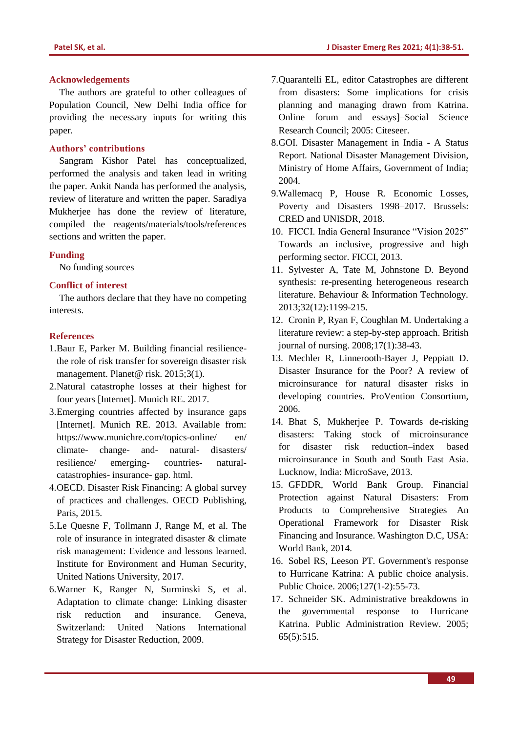## Acknowledgements

The authors are grateful to other colleagues of Population Council, New Delhi India office for providing the necessary inputs for writing this paper.

## Authors' contributions

Sangram Kishor Patel has conceptualized, performed the analysis and taken lead in writing the paper. Ankit Nanda has performed the analysis, review of literature and written the paper. Saradiya Mukherjee has done the review of literature, compiled the reagents/materials/tools/references sections and written the paper.

## Funding

No funding sources

## Conflict of interest

The authors declare that they have no competing interests.

## References

1. Baur E, Parker M. Building financial resilience-the role of risk transfer for sovereign disaster risk management. Planet@ risk. 2015;3(1).
2. Natural catastrophe losses at their highest for four years [Internet]. Munich RE. 2017.
3. Emerging countries affected by insurance gaps [Internet]. Munich RE. 2013. Available from: https://www.munichre.com/topics-online/ en/ climate- change- and- natural- disasters/ resilience/ emerging- countries- natural-catastrophies- insurance- gap. html.
4. OECD. Disaster Risk Financing: A global survey of practices and challenges. OECD Publishing, Paris, 2015.
5. Le Quesne F, Tollmann J, Range M, et al. The role of insurance in integrated disaster & climate risk management: Evidence and lessons learned. Institute for Environment and Human Security, United Nations University, 2017.
6. Warner K, Ranger N, Surminski S, et al. Adaptation to climate change: Linking disaster risk reduction and insurance. Geneva, Switzerland: United Nations International Strategy for Disaster Reduction, 2009.
7. Quarantelli EL, editor Catastrophes are different from disasters: Some implications for crisis planning and managing drawn from Katrina. Online forum and essays]–Social Science Research Council; 2005: Citeseer.
8. GOI. Disaster Management in India - A Status Report. National Disaster Management Division, Ministry of Home Affairs, Government of India; 2004.
9. Wallemacq P, House R. Economic Losses, Poverty and Disasters 1998–2017. Brussels: CRED and UNISDR, 2018.
10. FICCI. India General Insurance "Vision 2025" Towards an inclusive, progressive and high performing sector. FICCI, 2013.
11. Sylvester A, Tate M, Johnstone D. Beyond synthesis: re-presenting heterogeneous research literature. Behaviour & Information Technology. 2013;32(12):1199-215.
12. Cronin P, Ryan F, Coughlan M. Undertaking a literature review: a step-by-step approach. British journal of nursing. 2008;17(1):38-43.
13. Mechler R, Linnerooth-Bayer J, Peppiatt D. Disaster Insurance for the Poor? A review of microinsurance for natural disaster risks in developing countries. ProVention Consortium, 2006.
14. Bhat S, Mukherjee P. Towards de-risking disasters: Taking stock of microinsurance for disaster risk reduction–index based microinsurance in South and South East Asia. Lucknow, India: MicroSave, 2013.
15. GFDDR, World Bank Group. Financial Protection against Natural Disasters: From Products to Comprehensive Strategies An Operational Framework for Disaster Risk Financing and Insurance. Washington D.C, USA: World Bank, 2014.
16. Sobel RS, Leeson PT. Government's response to Hurricane Katrina: A public choice analysis. Public Choice. 2006;127(1-2):55-73.
17. Schneider SK. Administrative breakdowns in the governmental response to Hurricane Katrina. Public Administration Review. 2005; 65(5):515.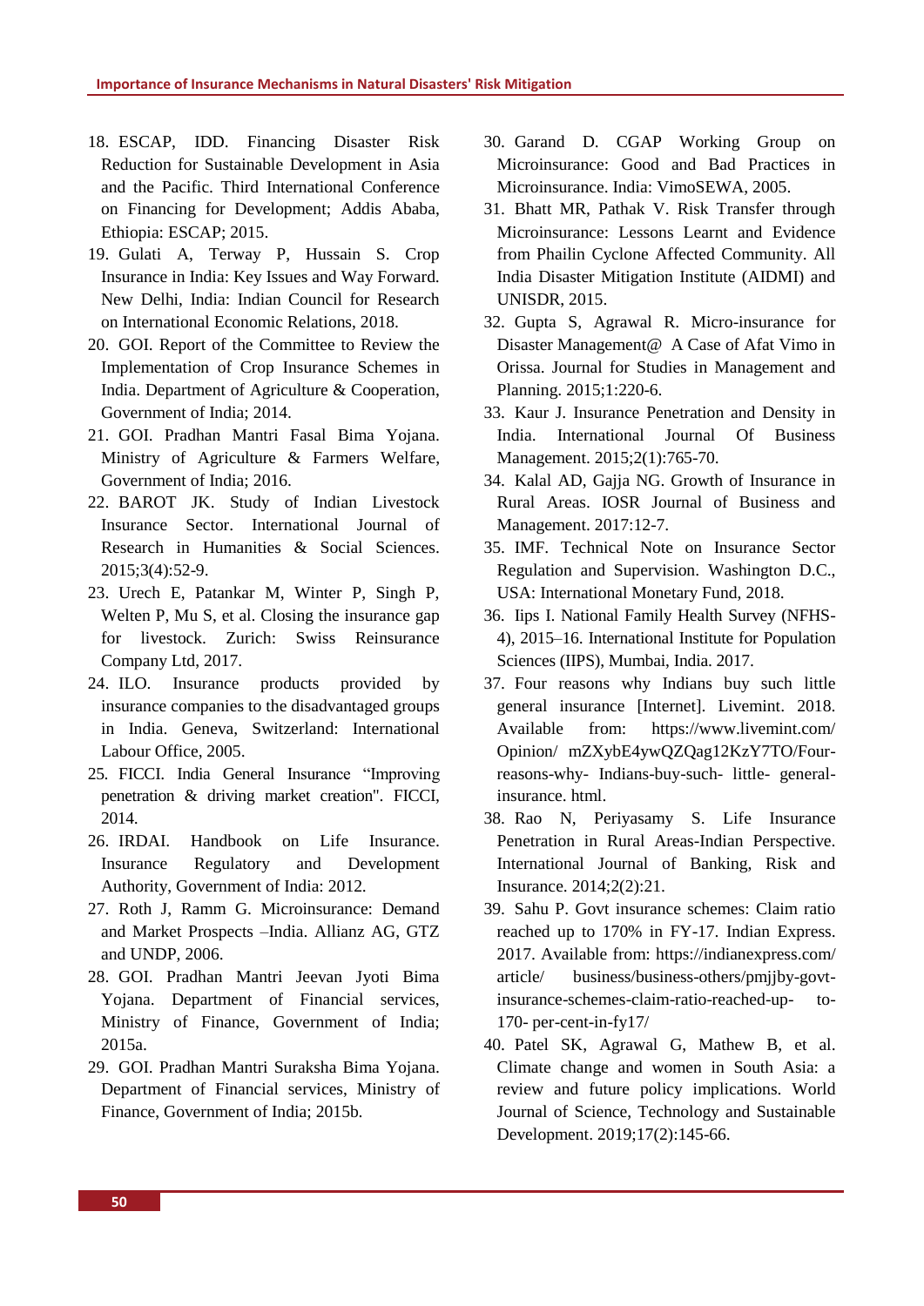18. ESCAP, IDD. Financing Disaster Risk Reduction for Sustainable Development in Asia and the Pacific. Third International Conference on Financing for Development; Addis Ababa, Ethiopia: ESCAP; 2015.
19. Gulati A, Terway P, Hussain S. Crop Insurance in India: Key Issues and Way Forward. New Delhi, India: Indian Council for Research on International Economic Relations, 2018.
20. GOI. Report of the Committee to Review the Implementation of Crop Insurance Schemes in India. Department of Agriculture & Cooperation, Government of India; 2014.
21. GOI. Pradhan Mantri Fasal Bima Yojana. Ministry of Agriculture & Farmers Welfare, Government of India; 2016.
22. BAROT JK. Study of Indian Livestock Insurance Sector. International Journal of Research in Humanities & Social Sciences. 2015;3(4):52-9.
23. Urech E, Patankar M, Winter P, Singh P, Welten P, Mu S, et al. Closing the insurance gap for livestock. Zurich: Swiss Reinsurance Company Ltd, 2017.
24. ILO. Insurance products provided by insurance companies to the disadvantaged groups in India. Geneva, Switzerland: International Labour Office, 2005.
25. FICCI. India General Insurance "Improving penetration & driving market creation". FICCI, 2014.
26. IRDAI. Handbook on Life Insurance. Insurance Regulatory and Development Authority, Government of India: 2012.
27. Roth J, Ramm G. Microinsurance: Demand and Market Prospects –India. Allianz AG, GTZ and UNDP, 2006.
28. GOI. Pradhan Mantri Jeevan Jyoti Bima Yojana. Department of Financial services, Ministry of Finance, Government of India; 2015a.
29. GOI. Pradhan Mantri Suraksha Bima Yojana. Department of Financial services, Ministry of Finance, Government of India; 2015b.
30. Garand D. CGAP Working Group on Microinsurance: Good and Bad Practices in Microinsurance. India: VimoSEWA, 2005.
31. Bhatt MR, Pathak V. Risk Transfer through Microinsurance: Lessons Learnt and Evidence from Phailin Cyclone Affected Community. All India Disaster Mitigation Institute (AIDMI) and UNISDR, 2015.
32. Gupta S, Agrawal R. Micro-insurance for Disaster Management@ A Case of Afat Vimo in Orissa. Journal for Studies in Management and Planning. 2015;1:220-6.
33. Kaur J. Insurance Penetration and Density in India. International Journal Of Business Management. 2015;2(1):765-70.
34. Kalal AD, Gajja NG. Growth of Insurance in Rural Areas. IOSR Journal of Business and Management. 2017:12-7.
35. IMF. Technical Note on Insurance Sector Regulation and Supervision. Washington D.C., USA: International Monetary Fund, 2018.
36. Iips I. National Family Health Survey (NFHS-4), 2015–16. International Institute for Population Sciences (IIPS), Mumbai, India. 2017.
37. Four reasons why Indians buy such little general insurance [Internet]. Livemint. 2018. Available from: https://www.livemint.com/ Opinion/ mZXybE4ywQZQag12KzY7TO/Four-reasons-why- Indians-buy-such- little- general-insurance. html.
38. Rao N, Periyasamy S. Life Insurance Penetration in Rural Areas-Indian Perspective. International Journal of Banking, Risk and Insurance. 2014;2(2):21.
39. Sahu P. Govt insurance schemes: Claim ratio reached up to 170% in FY-17. Indian Express. 2017. Available from: https://indianexpress.com/ article/ business/business-others/pmjjby-govt-insurance-schemes-claim-ratio-reached-up- to-170- per-cent-in-fy17/
40. Patel SK, Agrawal G, Mathew B, et al. Climate change and women in South Asia: a review and future policy implications. World Journal of Science, Technology and Sustainable Development. 2019;17(2):145-66.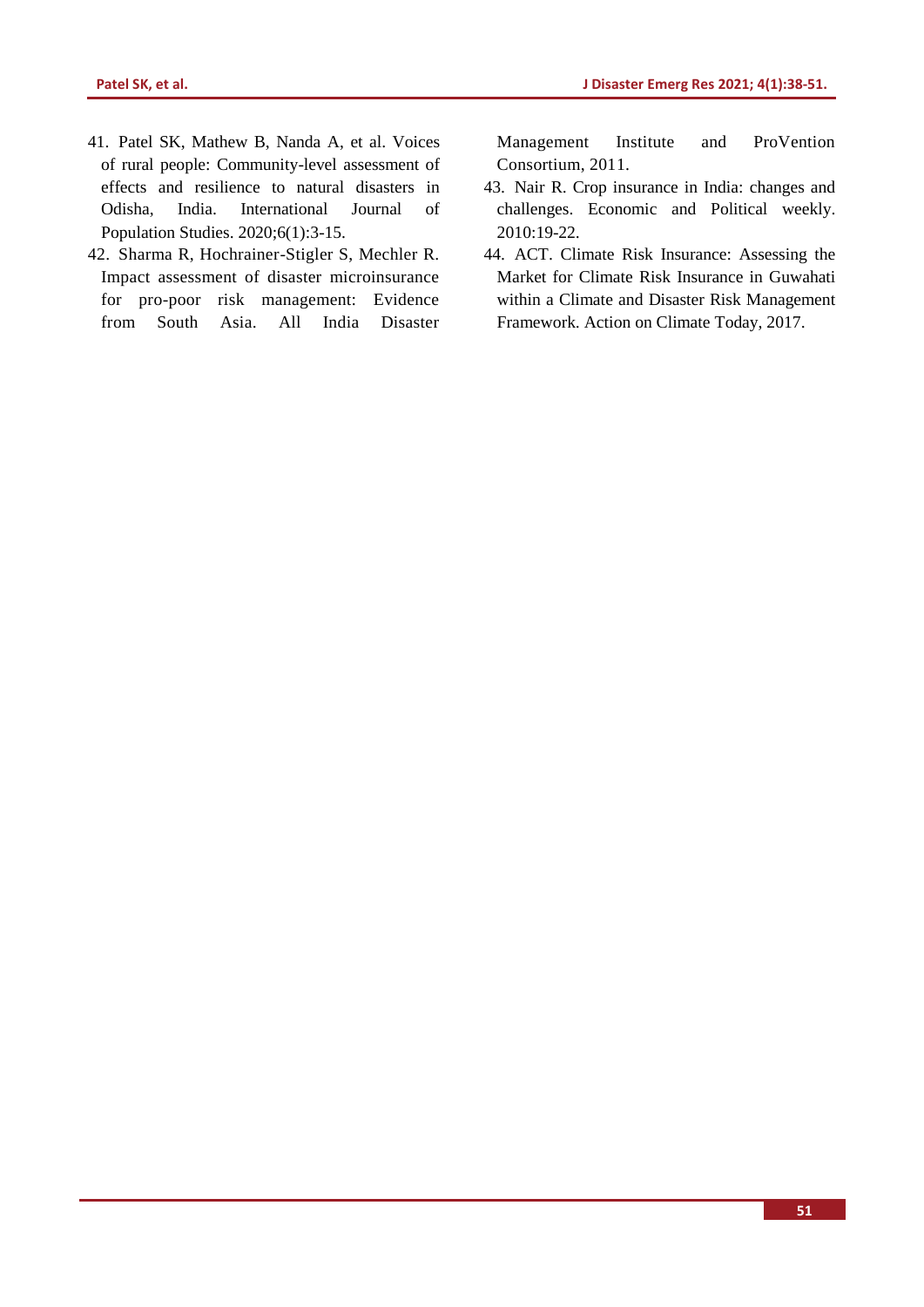41. Patel SK, Mathew B, Nanda A, et al. Voices of rural people: Community-level assessment of effects and resilience to natural disasters in Odisha, India. International Journal of Population Studies. 2020;6(1):3-15.
42. Sharma R, Hochrainer-Stigler S, Mechler R. Impact assessment of disaster microinsurance for pro-poor risk management: Evidence from South Asia. All India Disaster Management Institute and ProVention Consortium, 2011.
43. Nair R. Crop insurance in India: changes and challenges. Economic and Political weekly. 2010:19-22.
44. ACT. Climate Risk Insurance: Assessing the Market for Climate Risk Insurance in Guwahati within a Climate and Disaster Risk Management Framework. Action on Climate Today, 2017.